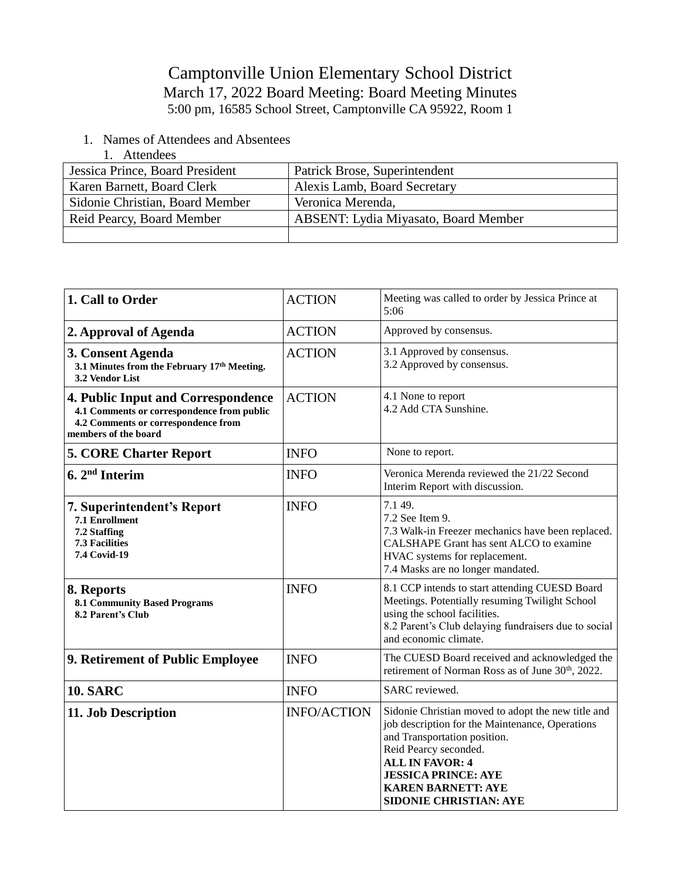# Camptonville Union Elementary School District

## March 17, 2022 Board Meeting: Board Meeting Minutes

5:00 pm, 16585 School Street, Camptonville CA 95922, Room 1

1. Names of Attendees and Absentees
   1. Attendees

| Jessica Prince, Board President | Patrick Brose, Superintendent |
|---|---|
| Karen Barnett, Board Clerk | Alexis Lamb, Board Secretary |
| Sidonie Christian, Board Member | Veronica Merenda, |
| Reid Pearcy, Board Member | ABSENT: Lydia Miyasato, Board Member |
| | |

| Item | Type | Notes |
|---|---|---|
| **1. Call to Order** | ACTION | Meeting was called to order by Jessica Prince at 5:06 |
| **2. Approval of Agenda** | ACTION | Approved by consensus. |
| **3. Consent Agenda**<br>**3.1 Minutes from the February 17th Meeting.**<br>**3.2 Vendor List** | ACTION | 3.1 Approved by consensus.<br>3.2 Approved by consensus. |
| **4. Public Input and Correspondence**<br>**4.1 Comments or correspondence from public**<br>**4.2 Comments or correspondence from members of the board** | ACTION | 4.1 None to report<br>4.2 Add CTA Sunshine. |
| **5. CORE Charter Report** | INFO | None to report. |
| **6. 2nd Interim** | INFO | Veronica Merenda reviewed the 21/22 Second Interim Report with discussion. |
| **7. Superintendent's Report**<br>**7.1 Enrollment**<br>**7.2 Staffing**<br>**7.3 Facilities**<br>**7.4 Covid-19** | INFO | 7.1 49.<br>7.2 See Item 9.<br>7.3 Walk-in Freezer mechanics have been replaced. CALSHAPE Grant has sent ALCO to examine HVAC systems for replacement.<br>7.4 Masks are no longer mandated. |
| **8. Reports**<br>**8.1 Community Based Programs**<br>**8.2 Parent's Club** | INFO | 8.1 CCP intends to start attending CUESD Board Meetings. Potentially resuming Twilight School using the school facilities.<br>8.2 Parent's Club delaying fundraisers due to social and economic climate. |
| **9. Retirement of Public Employee** | INFO | The CUESD Board received and acknowledged the retirement of Norman Ross as of June 30th, 2022. |
| **10. SARC** | INFO | SARC reviewed. |
| **11. Job Description** | INFO/ACTION | Sidonie Christian moved to adopt the new title and job description for the Maintenance, Operations and Transportation position.<br>Reid Pearcy seconded.<br>**ALL IN FAVOR: 4**<br>**JESSICA PRINCE: AYE**<br>**KAREN BARNETT: AYE**<br>**SIDONIE CHRISTIAN: AYE** |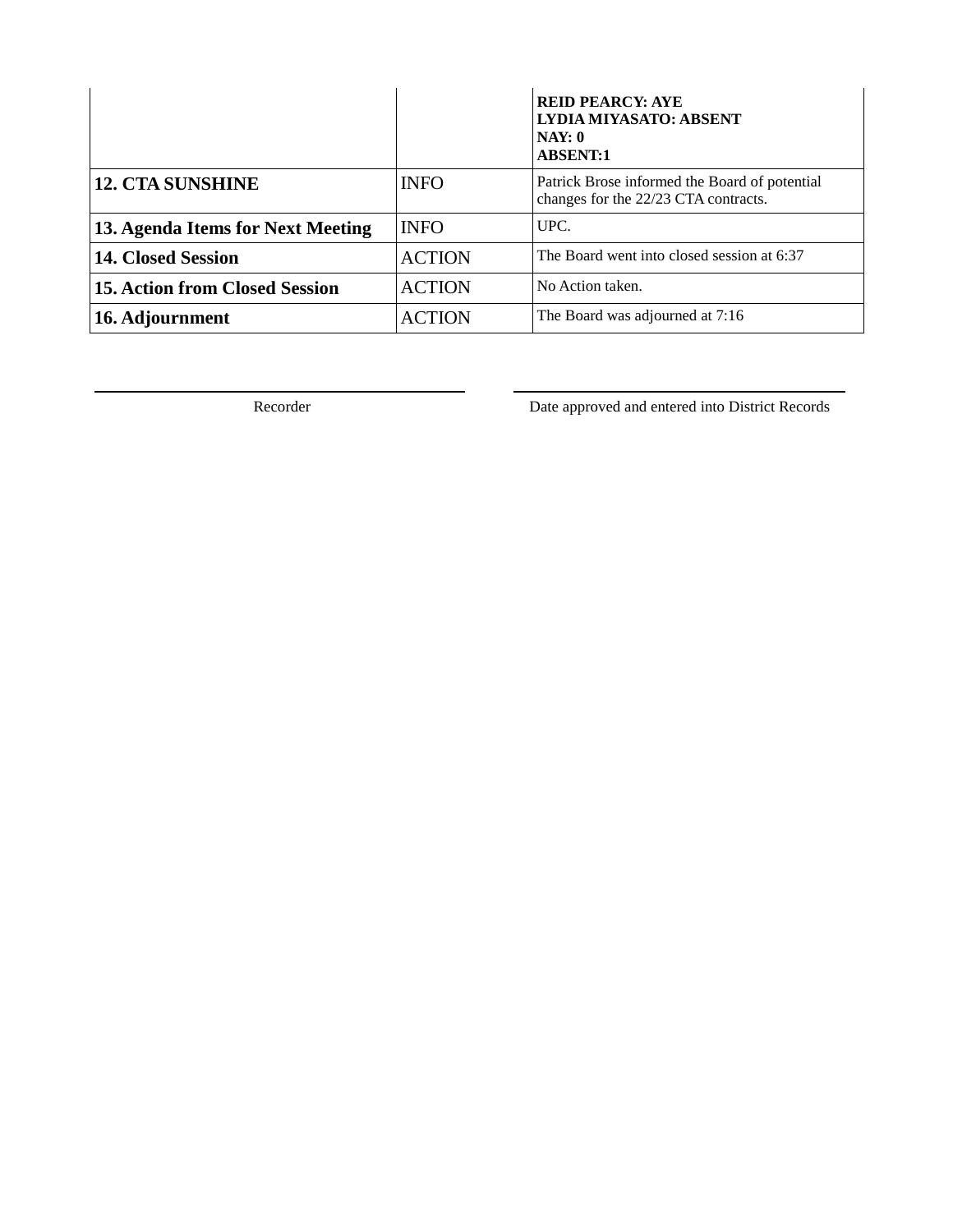| | | |
|---|---|---|
| | | **REID PEARCY: AYE**<br>**LYDIA MIYASATO: ABSENT**<br>**NAY: 0**<br>**ABSENT:1** |
| **12. CTA SUNSHINE** | INFO | Patrick Brose informed the Board of potential changes for the 22/23 CTA contracts. |
| **13. Agenda Items for Next Meeting** | INFO | UPC. |
| **14. Closed Session** | ACTION | The Board went into closed session at 6:37 |
| **15. Action from Closed Session** | ACTION | No Action taken. |
| **16. Adjournment** | ACTION | The Board was adjourned at 7:16 |

______________________________ Recorder

______________________________ Date approved and entered into District Records